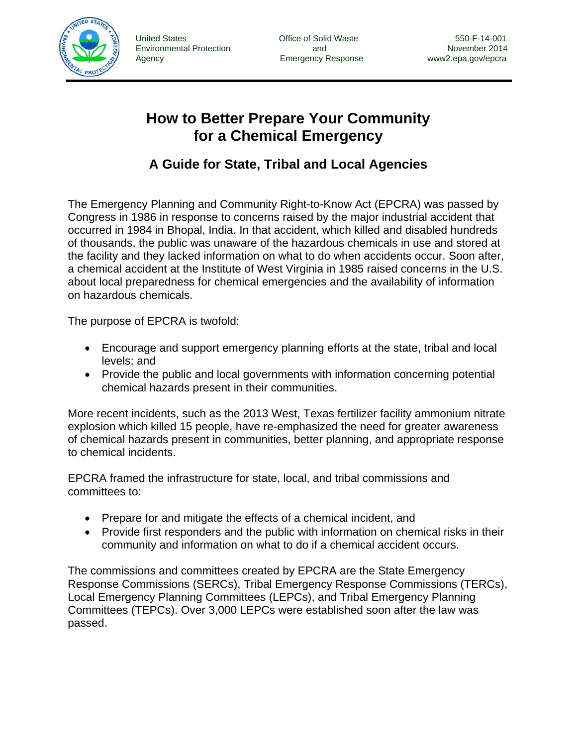United States Environmental Protection Agency

Office of Solid Waste and Emergency Response

550-F-14-001
November 2014
www2.epa.gov/epcra

# How to Better Prepare Your Community for a Chemical Emergency

## A Guide for State, Tribal and Local Agencies

The Emergency Planning and Community Right-to-Know Act (EPCRA) was passed by Congress in 1986 in response to concerns raised by the major industrial accident that occurred in 1984 in Bhopal, India. In that accident, which killed and disabled hundreds of thousands, the public was unaware of the hazardous chemicals in use and stored at the facility and they lacked information on what to do when accidents occur. Soon after, a chemical accident at the Institute of West Virginia in 1985 raised concerns in the U.S. about local preparedness for chemical emergencies and the availability of information on hazardous chemicals.

The purpose of EPCRA is twofold:

- Encourage and support emergency planning efforts at the state, tribal and local levels; and
- Provide the public and local governments with information concerning potential chemical hazards present in their communities.

More recent incidents, such as the 2013 West, Texas fertilizer facility ammonium nitrate explosion which killed 15 people, have re-emphasized the need for greater awareness of chemical hazards present in communities, better planning, and appropriate response to chemical incidents.

EPCRA framed the infrastructure for state, local, and tribal commissions and committees to:

- Prepare for and mitigate the effects of a chemical incident, and
- Provide first responders and the public with information on chemical risks in their community and information on what to do if a chemical accident occurs.

The commissions and committees created by EPCRA are the State Emergency Response Commissions (SERCs), Tribal Emergency Response Commissions (TERCs), Local Emergency Planning Committees (LEPCs), and Tribal Emergency Planning Committees (TEPCs). Over 3,000 LEPCs were established soon after the law was passed.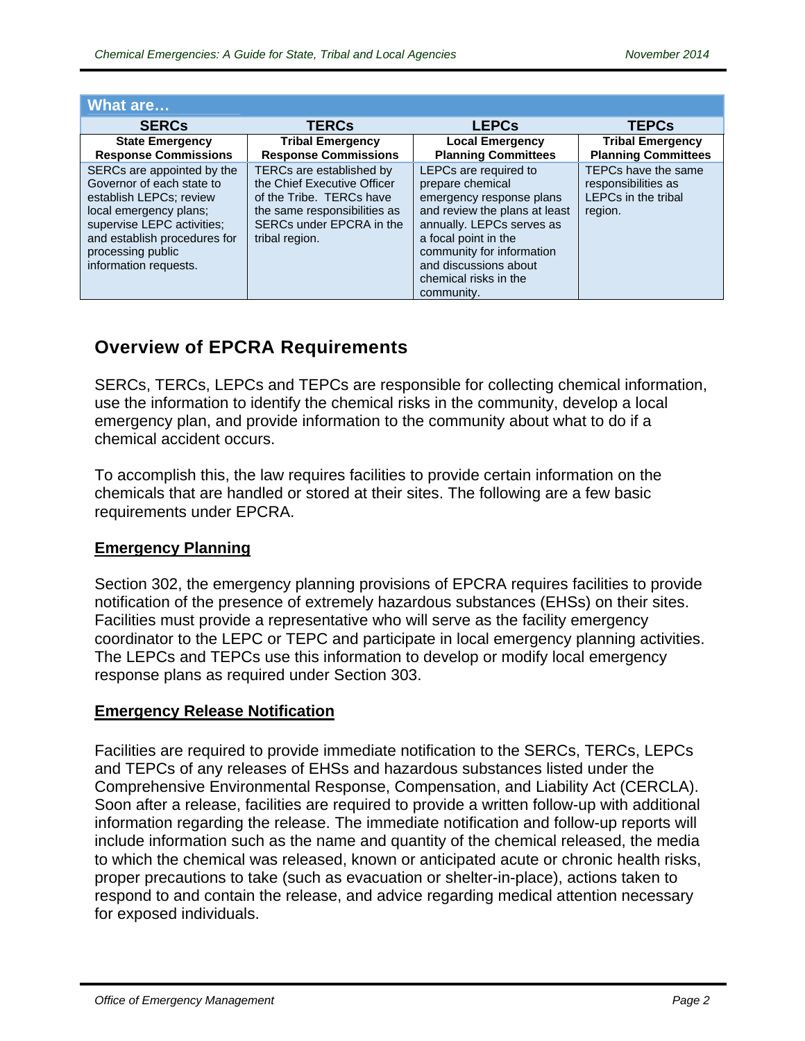| What are… | | | |
|---|---|---|---|
| **SERCs** | **TERCs** | **LEPCs** | **TEPCs** |
| **State Emergency Response Commissions** | **Tribal Emergency Response Commissions** | **Local Emergency Planning Committees** | **Tribal Emergency Planning Committees** |
| SERCs are appointed by the Governor of each state to establish LEPCs; review local emergency plans; supervise LEPC activities; and establish procedures for processing public information requests. | TERCs are established by the Chief Executive Officer of the Tribe. TERCs have the same responsibilities as SERCs under EPCRA in the tribal region. | LEPCs are required to prepare chemical emergency response plans and review the plans at least annually. LEPCs serves as a focal point in the community for information and discussions about chemical risks in the community. | TEPCs have the same responsibilities as LEPCs in the tribal region. |

## Overview of EPCRA Requirements

SERCs, TERCs, LEPCs and TEPCs are responsible for collecting chemical information, use the information to identify the chemical risks in the community, develop a local emergency plan, and provide information to the community about what to do if a chemical accident occurs.

To accomplish this, the law requires facilities to provide certain information on the chemicals that are handled or stored at their sites. The following are a few basic requirements under EPCRA.

### Emergency Planning

Section 302, the emergency planning provisions of EPCRA requires facilities to provide notification of the presence of extremely hazardous substances (EHSs) on their sites. Facilities must provide a representative who will serve as the facility emergency coordinator to the LEPC or TEPC and participate in local emergency planning activities. The LEPCs and TEPCs use this information to develop or modify local emergency response plans as required under Section 303.

### Emergency Release Notification

Facilities are required to provide immediate notification to the SERCs, TERCs, LEPCs and TEPCs of any releases of EHSs and hazardous substances listed under the Comprehensive Environmental Response, Compensation, and Liability Act (CERCLA). Soon after a release, facilities are required to provide a written follow-up with additional information regarding the release. The immediate notification and follow-up reports will include information such as the name and quantity of the chemical released, the media to which the chemical was released, known or anticipated acute or chronic health risks, proper precautions to take (such as evacuation or shelter-in-place), actions taken to respond to and contain the release, and advice regarding medical attention necessary for exposed individuals.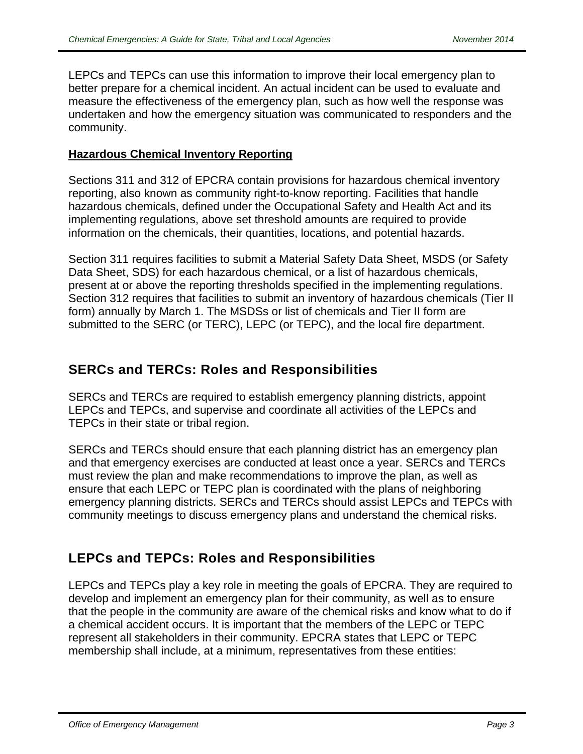LEPCs and TEPCs can use this information to improve their local emergency plan to better prepare for a chemical incident. An actual incident can be used to evaluate and measure the effectiveness of the emergency plan, such as how well the response was undertaken and how the emergency situation was communicated to responders and the community.

**Hazardous Chemical Inventory Reporting**

Sections 311 and 312 of EPCRA contain provisions for hazardous chemical inventory reporting, also known as community right-to-know reporting. Facilities that handle hazardous chemicals, defined under the Occupational Safety and Health Act and its implementing regulations, above set threshold amounts are required to provide information on the chemicals, their quantities, locations, and potential hazards.

Section 311 requires facilities to submit a Material Safety Data Sheet, MSDS (or Safety Data Sheet, SDS) for each hazardous chemical, or a list of hazardous chemicals, present at or above the reporting thresholds specified in the implementing regulations. Section 312 requires that facilities to submit an inventory of hazardous chemicals (Tier II form) annually by March 1. The MSDSs or list of chemicals and Tier II form are submitted to the SERC (or TERC), LEPC (or TEPC), and the local fire department.

## SERCs and TERCs: Roles and Responsibilities

SERCs and TERCs are required to establish emergency planning districts, appoint LEPCs and TEPCs, and supervise and coordinate all activities of the LEPCs and TEPCs in their state or tribal region.

SERCs and TERCs should ensure that each planning district has an emergency plan and that emergency exercises are conducted at least once a year. SERCs and TERCs must review the plan and make recommendations to improve the plan, as well as ensure that each LEPC or TEPC plan is coordinated with the plans of neighboring emergency planning districts. SERCs and TERCs should assist LEPCs and TEPCs with community meetings to discuss emergency plans and understand the chemical risks.

## LEPCs and TEPCs: Roles and Responsibilities

LEPCs and TEPCs play a key role in meeting the goals of EPCRA. They are required to develop and implement an emergency plan for their community, as well as to ensure that the people in the community are aware of the chemical risks and know what to do if a chemical accident occurs. It is important that the members of the LEPC or TEPC represent all stakeholders in their community. EPCRA states that LEPC or TEPC membership shall include, at a minimum, representatives from these entities: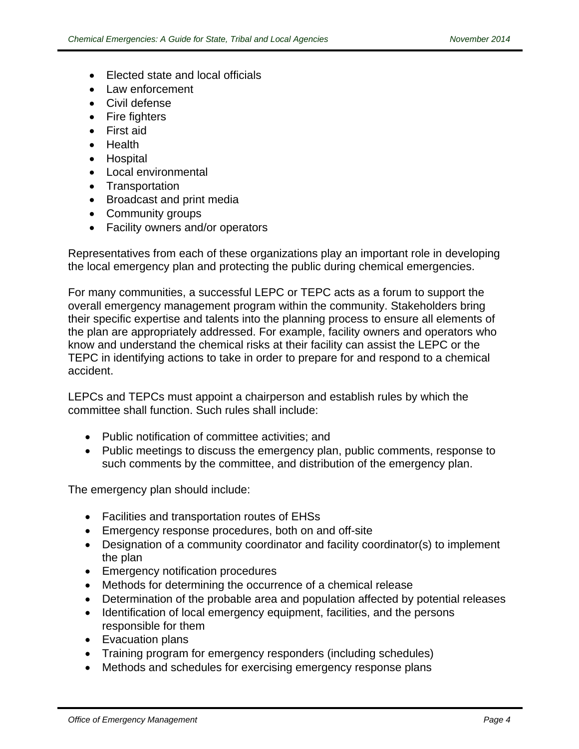- Elected state and local officials
- Law enforcement
- Civil defense
- Fire fighters
- First aid
- Health
- Hospital
- Local environmental
- Transportation
- Broadcast and print media
- Community groups
- Facility owners and/or operators

Representatives from each of these organizations play an important role in developing the local emergency plan and protecting the public during chemical emergencies.

For many communities, a successful LEPC or TEPC acts as a forum to support the overall emergency management program within the community. Stakeholders bring their specific expertise and talents into the planning process to ensure all elements of the plan are appropriately addressed. For example, facility owners and operators who know and understand the chemical risks at their facility can assist the LEPC or the TEPC in identifying actions to take in order to prepare for and respond to a chemical accident.

LEPCs and TEPCs must appoint a chairperson and establish rules by which the committee shall function. Such rules shall include:

- Public notification of committee activities; and
- Public meetings to discuss the emergency plan, public comments, response to such comments by the committee, and distribution of the emergency plan.

The emergency plan should include:

- Facilities and transportation routes of EHSs
- Emergency response procedures, both on and off-site
- Designation of a community coordinator and facility coordinator(s) to implement the plan
- Emergency notification procedures
- Methods for determining the occurrence of a chemical release
- Determination of the probable area and population affected by potential releases
- Identification of local emergency equipment, facilities, and the persons responsible for them
- Evacuation plans
- Training program for emergency responders (including schedules)
- Methods and schedules for exercising emergency response plans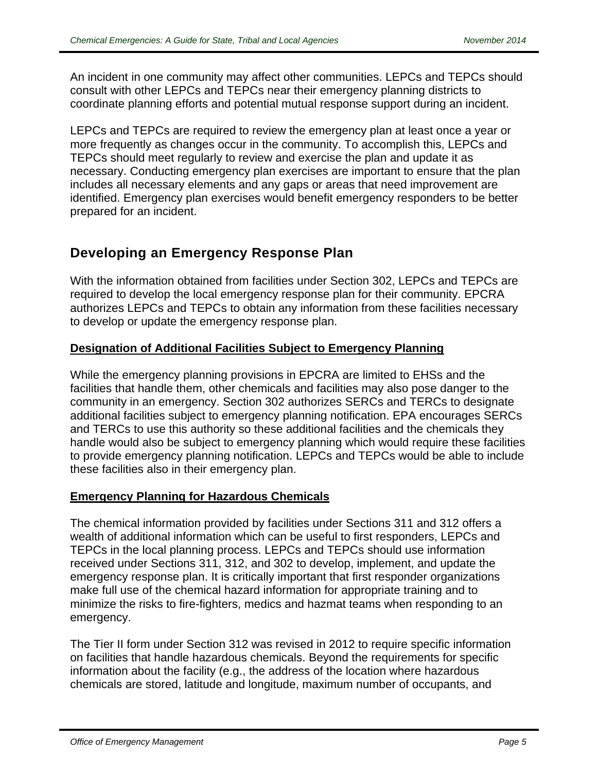An incident in one community may affect other communities. LEPCs and TEPCs should consult with other LEPCs and TEPCs near their emergency planning districts to coordinate planning efforts and potential mutual response support during an incident.

LEPCs and TEPCs are required to review the emergency plan at least once a year or more frequently as changes occur in the community. To accomplish this, LEPCs and TEPCs should meet regularly to review and exercise the plan and update it as necessary. Conducting emergency plan exercises are important to ensure that the plan includes all necessary elements and any gaps or areas that need improvement are identified. Emergency plan exercises would benefit emergency responders to be better prepared for an incident.

## Developing an Emergency Response Plan

With the information obtained from facilities under Section 302, LEPCs and TEPCs are required to develop the local emergency response plan for their community. EPCRA authorizes LEPCs and TEPCs to obtain any information from these facilities necessary to develop or update the emergency response plan.

### Designation of Additional Facilities Subject to Emergency Planning

While the emergency planning provisions in EPCRA are limited to EHSs and the facilities that handle them, other chemicals and facilities may also pose danger to the community in an emergency. Section 302 authorizes SERCs and TERCs to designate additional facilities subject to emergency planning notification. EPA encourages SERCs and TERCs to use this authority so these additional facilities and the chemicals they handle would also be subject to emergency planning which would require these facilities to provide emergency planning notification. LEPCs and TEPCs would be able to include these facilities also in their emergency plan.

### Emergency Planning for Hazardous Chemicals

The chemical information provided by facilities under Sections 311 and 312 offers a wealth of additional information which can be useful to first responders, LEPCs and TEPCs in the local planning process. LEPCs and TEPCs should use information received under Sections 311, 312, and 302 to develop, implement, and update the emergency response plan. It is critically important that first responder organizations make full use of the chemical hazard information for appropriate training and to minimize the risks to fire-fighters, medics and hazmat teams when responding to an emergency.

The Tier II form under Section 312 was revised in 2012 to require specific information on facilities that handle hazardous chemicals. Beyond the requirements for specific information about the facility (e.g., the address of the location where hazardous chemicals are stored, latitude and longitude, maximum number of occupants, and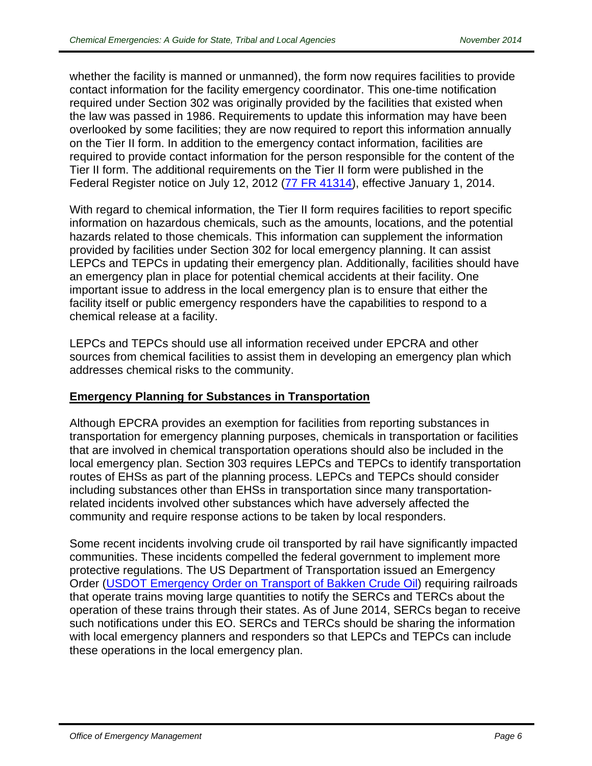whether the facility is manned or unmanned), the form now requires facilities to provide contact information for the facility emergency coordinator. This one-time notification required under Section 302 was originally provided by the facilities that existed when the law was passed in 1986. Requirements to update this information may have been overlooked by some facilities; they are now required to report this information annually on the Tier II form. In addition to the emergency contact information, facilities are required to provide contact information for the person responsible for the content of the Tier II form. The additional requirements on the Tier II form were published in the Federal Register notice on July 12, 2012 (77 FR 41314), effective January 1, 2014.

With regard to chemical information, the Tier II form requires facilities to report specific information on hazardous chemicals, such as the amounts, locations, and the potential hazards related to those chemicals. This information can supplement the information provided by facilities under Section 302 for local emergency planning. It can assist LEPCs and TEPCs in updating their emergency plan. Additionally, facilities should have an emergency plan in place for potential chemical accidents at their facility. One important issue to address in the local emergency plan is to ensure that either the facility itself or public emergency responders have the capabilities to respond to a chemical release at a facility.

LEPCs and TEPCs should use all information received under EPCRA and other sources from chemical facilities to assist them in developing an emergency plan which addresses chemical risks to the community.

## Emergency Planning for Substances in Transportation

Although EPCRA provides an exemption for facilities from reporting substances in transportation for emergency planning purposes, chemicals in transportation or facilities that are involved in chemical transportation operations should also be included in the local emergency plan. Section 303 requires LEPCs and TEPCs to identify transportation routes of EHSs as part of the planning process. LEPCs and TEPCs should consider including substances other than EHSs in transportation since many transportation-related incidents involved other substances which have adversely affected the community and require response actions to be taken by local responders.

Some recent incidents involving crude oil transported by rail have significantly impacted communities. These incidents compelled the federal government to implement more protective regulations. The US Department of Transportation issued an Emergency Order (USDOT Emergency Order on Transport of Bakken Crude Oil) requiring railroads that operate trains moving large quantities to notify the SERCs and TERCs about the operation of these trains through their states. As of June 2014, SERCs began to receive such notifications under this EO. SERCs and TERCs should be sharing the information with local emergency planners and responders so that LEPCs and TEPCs can include these operations in the local emergency plan.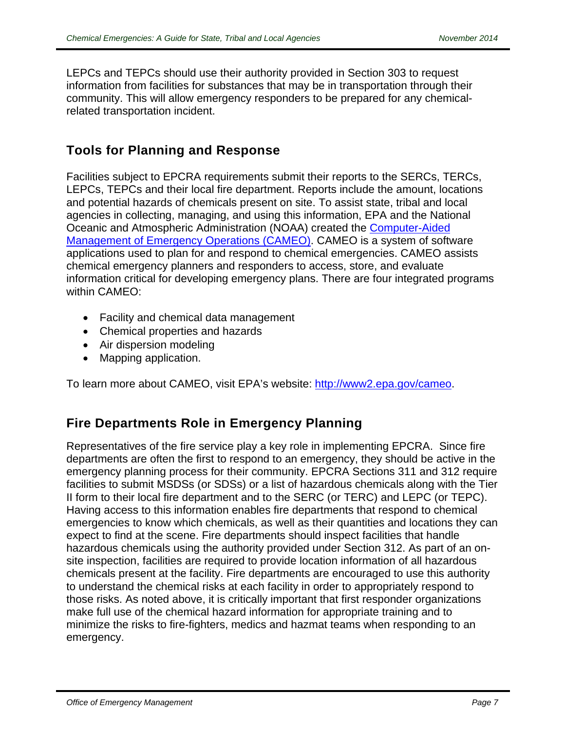LEPCs and TEPCs should use their authority provided in Section 303 to request information from facilities for substances that may be in transportation through their community. This will allow emergency responders to be prepared for any chemical-related transportation incident.

## Tools for Planning and Response

Facilities subject to EPCRA requirements submit their reports to the SERCs, TERCs, LEPCs, TEPCs and their local fire department. Reports include the amount, locations and potential hazards of chemicals present on site. To assist state, tribal and local agencies in collecting, managing, and using this information, EPA and the National Oceanic and Atmospheric Administration (NOAA) created the Computer-Aided Management of Emergency Operations (CAMEO). CAMEO is a system of software applications used to plan for and respond to chemical emergencies. CAMEO assists chemical emergency planners and responders to access, store, and evaluate information critical for developing emergency plans. There are four integrated programs within CAMEO:

- Facility and chemical data management
- Chemical properties and hazards
- Air dispersion modeling
- Mapping application.

To learn more about CAMEO, visit EPA's website: http://www2.epa.gov/cameo.

## Fire Departments Role in Emergency Planning

Representatives of the fire service play a key role in implementing EPCRA. Since fire departments are often the first to respond to an emergency, they should be active in the emergency planning process for their community. EPCRA Sections 311 and 312 require facilities to submit MSDSs (or SDSs) or a list of hazardous chemicals along with the Tier II form to their local fire department and to the SERC (or TERC) and LEPC (or TEPC). Having access to this information enables fire departments that respond to chemical emergencies to know which chemicals, as well as their quantities and locations they can expect to find at the scene. Fire departments should inspect facilities that handle hazardous chemicals using the authority provided under Section 312. As part of an on-site inspection, facilities are required to provide location information of all hazardous chemicals present at the facility. Fire departments are encouraged to use this authority to understand the chemical risks at each facility in order to appropriately respond to those risks. As noted above, it is critically important that first responder organizations make full use of the chemical hazard information for appropriate training and to minimize the risks to fire-fighters, medics and hazmat teams when responding to an emergency.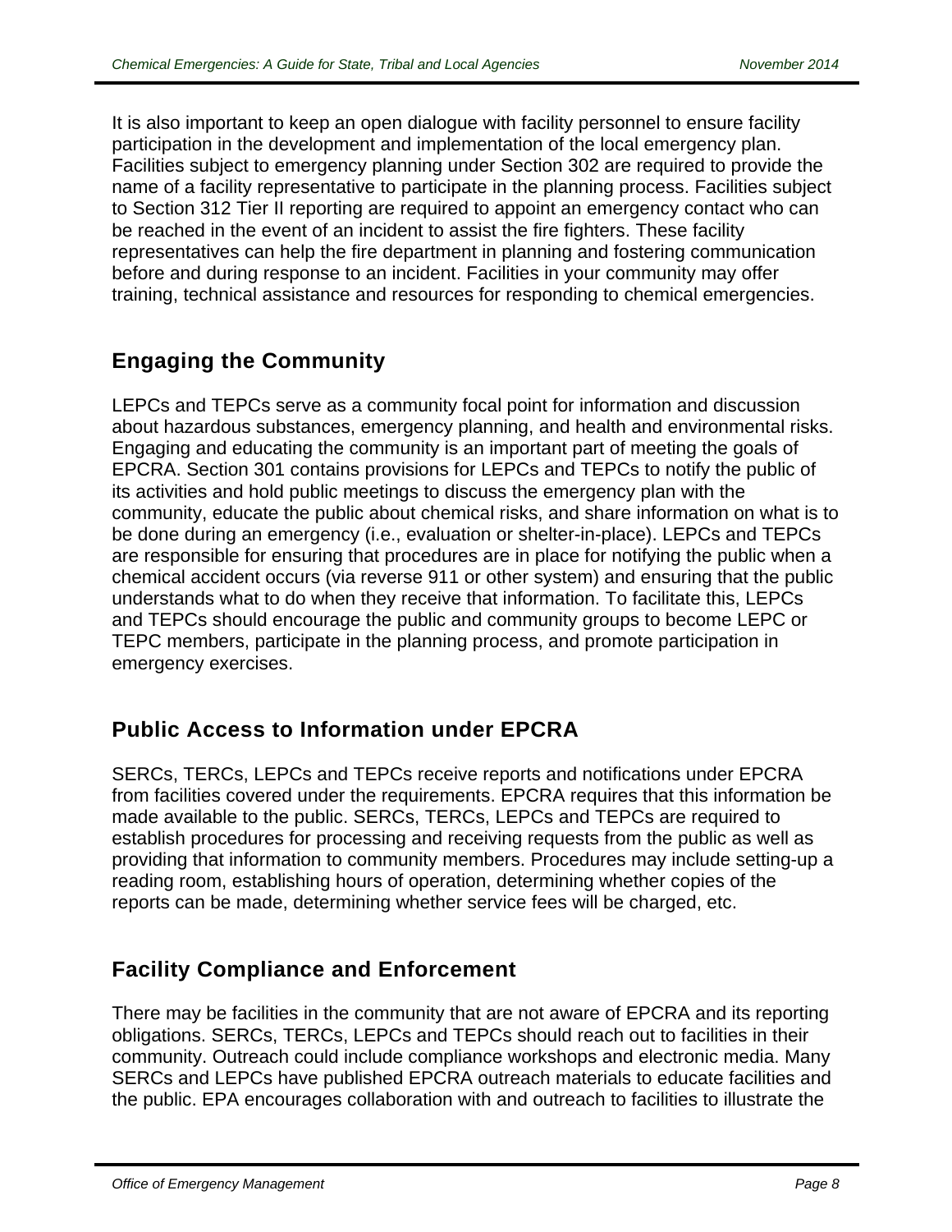It is also important to keep an open dialogue with facility personnel to ensure facility participation in the development and implementation of the local emergency plan. Facilities subject to emergency planning under Section 302 are required to provide the name of a facility representative to participate in the planning process. Facilities subject to Section 312 Tier II reporting are required to appoint an emergency contact who can be reached in the event of an incident to assist the fire fighters. These facility representatives can help the fire department in planning and fostering communication before and during response to an incident. Facilities in your community may offer training, technical assistance and resources for responding to chemical emergencies.

## Engaging the Community

LEPCs and TEPCs serve as a community focal point for information and discussion about hazardous substances, emergency planning, and health and environmental risks. Engaging and educating the community is an important part of meeting the goals of EPCRA. Section 301 contains provisions for LEPCs and TEPCs to notify the public of its activities and hold public meetings to discuss the emergency plan with the community, educate the public about chemical risks, and share information on what is to be done during an emergency (i.e., evaluation or shelter-in-place). LEPCs and TEPCs are responsible for ensuring that procedures are in place for notifying the public when a chemical accident occurs (via reverse 911 or other system) and ensuring that the public understands what to do when they receive that information. To facilitate this, LEPCs and TEPCs should encourage the public and community groups to become LEPC or TEPC members, participate in the planning process, and promote participation in emergency exercises.

## Public Access to Information under EPCRA

SERCs, TERCs, LEPCs and TEPCs receive reports and notifications under EPCRA from facilities covered under the requirements. EPCRA requires that this information be made available to the public. SERCs, TERCs, LEPCs and TEPCs are required to establish procedures for processing and receiving requests from the public as well as providing that information to community members. Procedures may include setting-up a reading room, establishing hours of operation, determining whether copies of the reports can be made, determining whether service fees will be charged, etc.

## Facility Compliance and Enforcement

There may be facilities in the community that are not aware of EPCRA and its reporting obligations. SERCs, TERCs, LEPCs and TEPCs should reach out to facilities in their community. Outreach could include compliance workshops and electronic media. Many SERCs and LEPCs have published EPCRA outreach materials to educate facilities and the public. EPA encourages collaboration with and outreach to facilities to illustrate the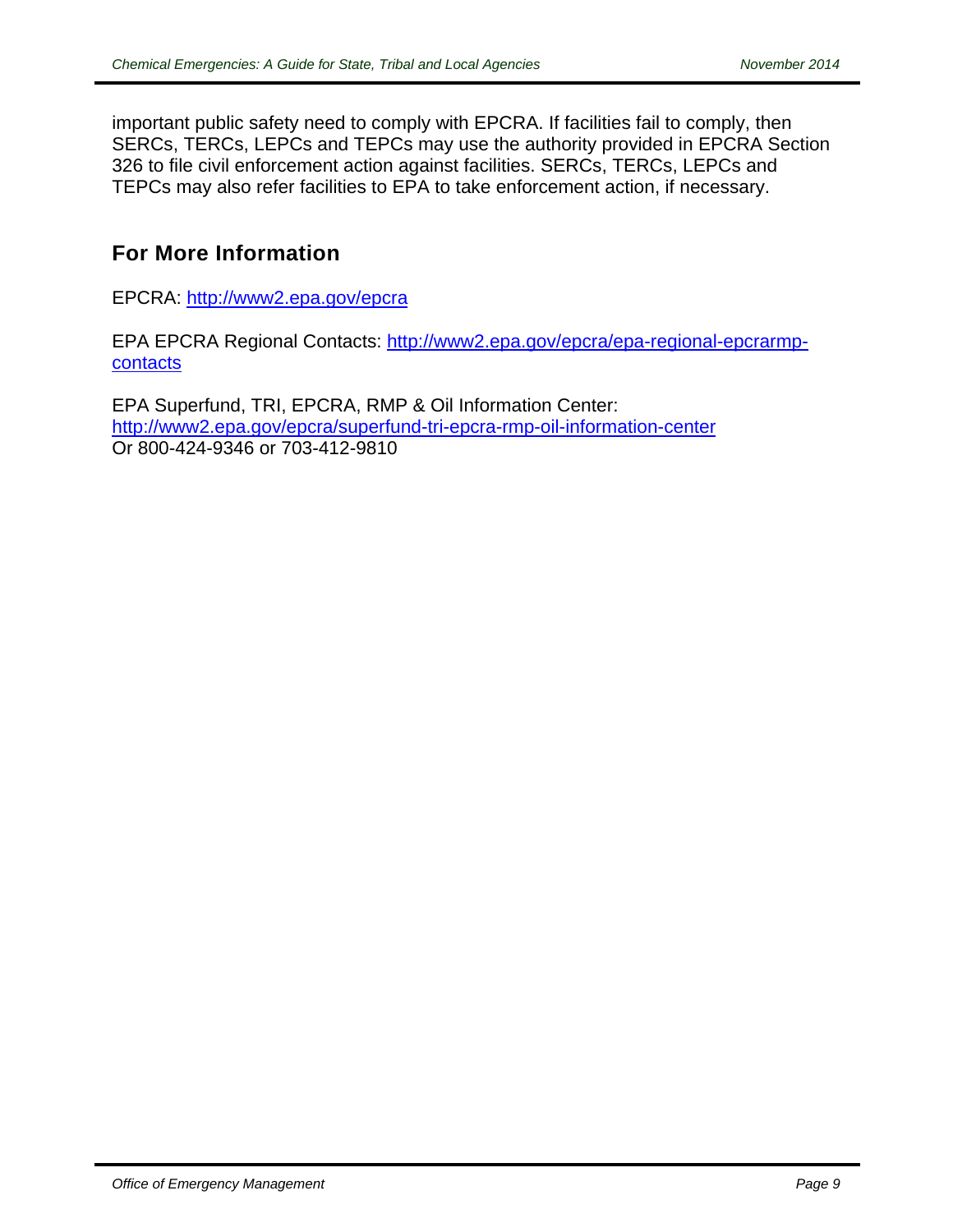important public safety need to comply with EPCRA. If facilities fail to comply, then SERCs, TERCs, LEPCs and TEPCs may use the authority provided in EPCRA Section 326 to file civil enforcement action against facilities. SERCs, TERCs, LEPCs and TEPCs may also refer facilities to EPA to take enforcement action, if necessary.

## For More Information

EPCRA: [http://www2.epa.gov/epcra](http://www2.epa.gov/epcra)

EPA EPCRA Regional Contacts: [http://www2.epa.gov/epcra/epa-regional-epcrarmp-contacts](http://www2.epa.gov/epcra/epa-regional-epcrarmp-contacts)

EPA Superfund, TRI, EPCRA, RMP & Oil Information Center: [http://www2.epa.gov/epcra/superfund-tri-epcra-rmp-oil-information-center](http://www2.epa.gov/epcra/superfund-tri-epcra-rmp-oil-information-center)
Or 800-424-9346 or 703-412-9810